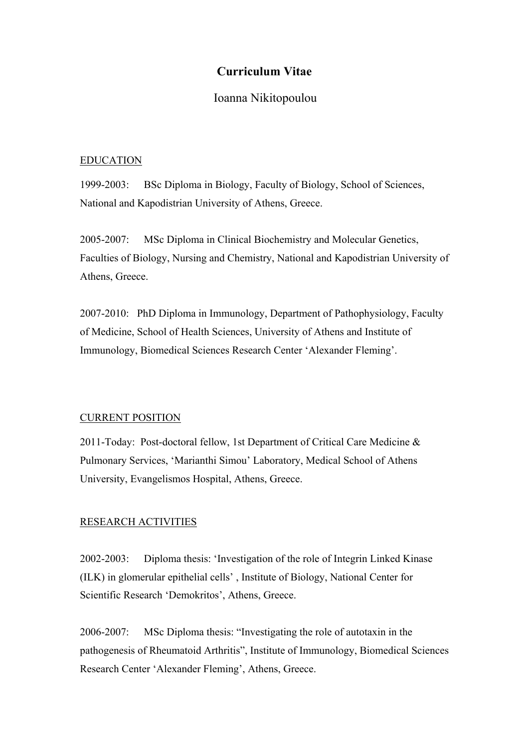# Curriculum Vitae

Ioanna Nikitopoulou

## EDUCATION

1999-2003: BSc Diploma in Biology, Faculty of Biology, School of Sciences, National and Kapodistrian University of Athens, Greece.

2005-2007: MSc Diploma in Clinical Biochemistry and Molecular Genetics, Faculties of Biology, Nursing and Chemistry, National and Kapodistrian University of Athens, Greece.

2007-2010: PhD Diploma in Immunology, Department of Pathophysiology, Faculty of Medicine, School of Health Sciences, University of Athens and Institute of Immunology, Biomedical Sciences Research Center 'Alexander Fleming'.

## CURRENT POSITION

2011-Today: Post-doctoral fellow, 1st Department of Critical Care Medicine & Pulmonary Services, 'Marianthi Simou' Laboratory, Medical School of Athens University, Evangelismos Hospital, Athens, Greece.

## RESEARCH ACTIVITIES

2002-2003: Diploma thesis: 'Investigation of the role of Integrin Linked Kinase (ILK) in glomerular epithelial cells' , Institute of Biology, National Center for Scientific Research 'Demokritos', Athens, Greece.

2006-2007: MSc Diploma thesis: "Investigating the role of autotaxin in the pathogenesis of Rheumatoid Arthritis", Institute of Immunology, Biomedical Sciences Research Center 'Alexander Fleming', Athens, Greece.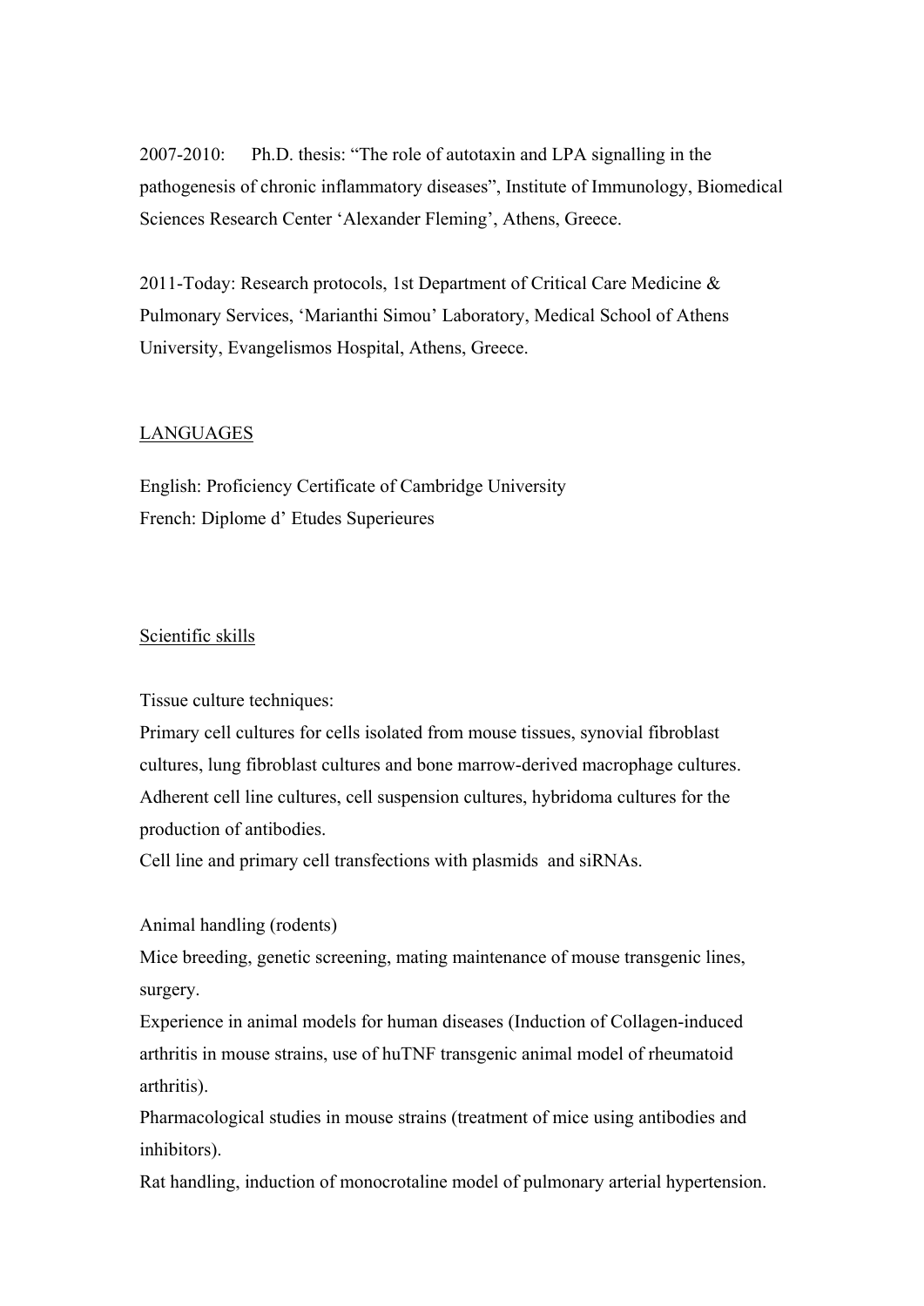2007-2010: Ph.D. thesis: "The role of autotaxin and LPA signalling in the pathogenesis of chronic inflammatory diseases", Institute of Immunology, Biomedical Sciences Research Center 'Alexander Fleming', Athens, Greece.

2011-Today: Research protocols, 1st Department of Critical Care Medicine & Pulmonary Services, 'Marianthi Simou' Laboratory, Medical School of Athens University, Evangelismos Hospital, Athens, Greece.

## LANGUAGES

English: Proficiency Certificate of Cambridge University
French: Diplome d' Etudes Superieures

## Scientific skills

Tissue culture techniques:
Primary cell cultures for cells isolated from mouse tissues, synovial fibroblast cultures, lung fibroblast cultures and bone marrow-derived macrophage cultures. Adherent cell line cultures, cell suspension cultures, hybridoma cultures for the production of antibodies.
Cell line and primary cell transfections with plasmids and siRNAs.

Animal handling (rodents)
Mice breeding, genetic screening, mating maintenance of mouse transgenic lines, surgery.
Experience in animal models for human diseases (Induction of Collagen-induced arthritis in mouse strains, use of huTNF transgenic animal model of rheumatoid arthritis).
Pharmacological studies in mouse strains (treatment of mice using antibodies and inhibitors).
Rat handling, induction of monocrotaline model of pulmonary arterial hypertension.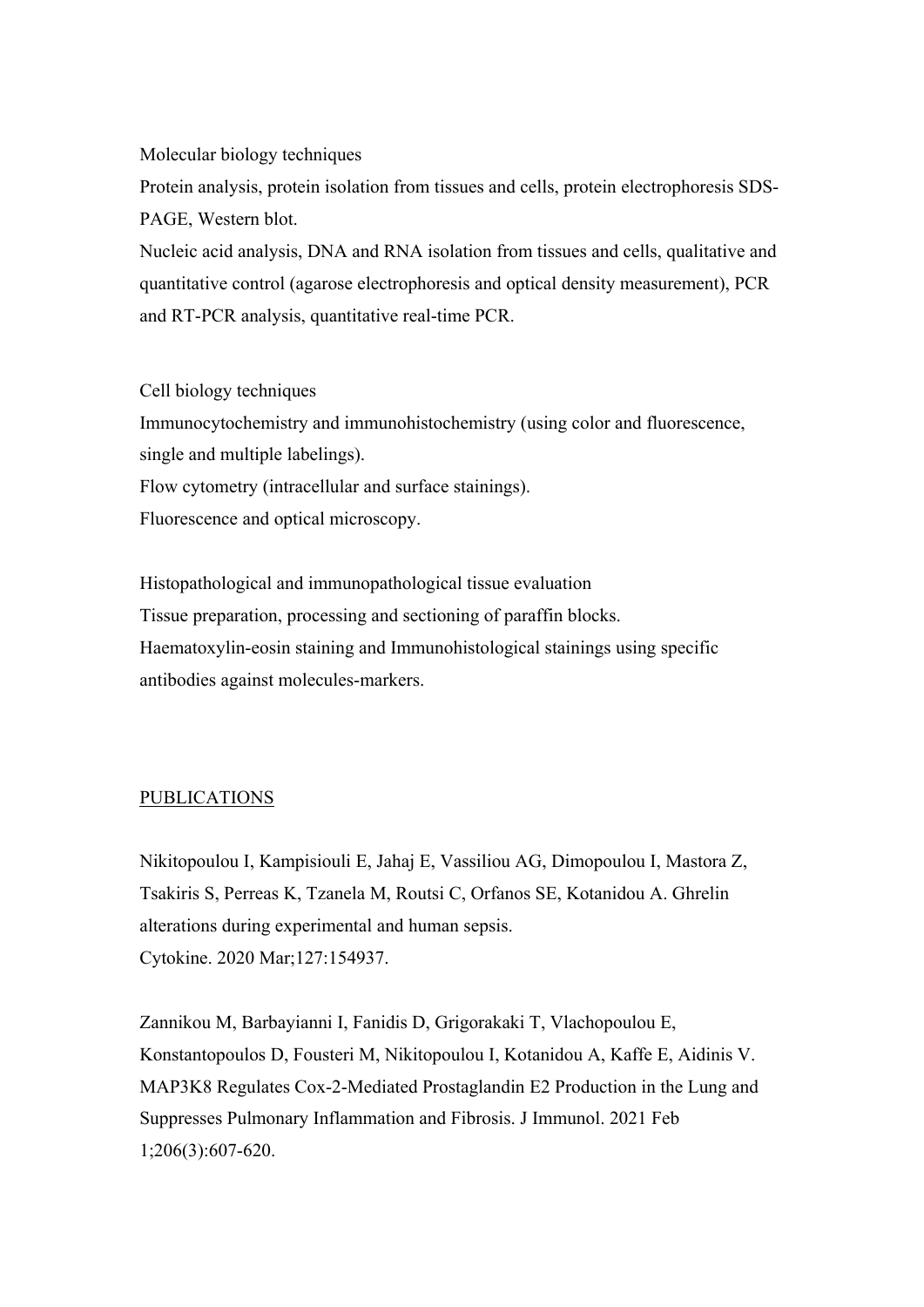Molecular biology techniques

Protein analysis, protein isolation from tissues and cells, protein electrophoresis SDS-PAGE, Western blot.

Nucleic acid analysis, DNA and RNA isolation from tissues and cells, qualitative and quantitative control (agarose electrophoresis and optical density measurement), PCR and RT-PCR analysis, quantitative real-time PCR.

Cell biology techniques

Immunocytochemistry and immunohistochemistry (using color and fluorescence, single and multiple labelings).

Flow cytometry (intracellular and surface stainings).

Fluorescence and optical microscopy.

Histopathological and immunopathological tissue evaluation

Tissue preparation, processing and sectioning of paraffin blocks.

Haematoxylin-eosin staining and Immunohistological stainings using specific antibodies against molecules-markers.

## PUBLICATIONS

Nikitopoulou I, Kampisiouli E, Jahaj E, Vassiliou AG, Dimopoulou I, Mastora Z, Tsakiris S, Perreas K, Tzanela M, Routsi C, Orfanos SE, Kotanidou A. Ghrelin alterations during experimental and human sepsis.
Cytokine. 2020 Mar;127:154937.

Zannikou M, Barbayianni I, Fanidis D, Grigorakaki T, Vlachopoulou E, Konstantopoulos D, Fousteri M, Nikitopoulou I, Kotanidou A, Kaffe E, Aidinis V. MAP3K8 Regulates Cox-2-Mediated Prostaglandin E2 Production in the Lung and Suppresses Pulmonary Inflammation and Fibrosis. J Immunol. 2021 Feb 1;206(3):607-620.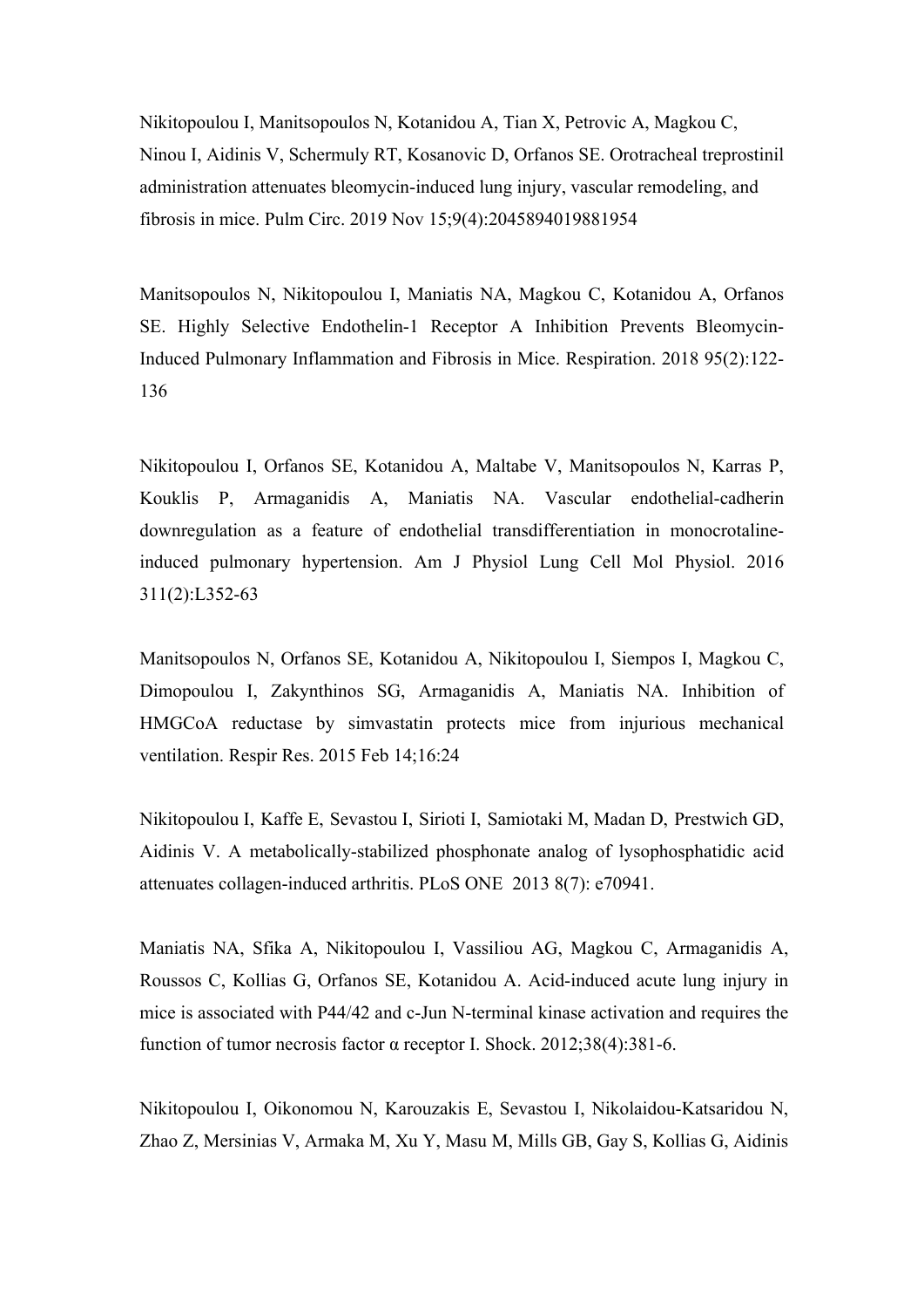Nikitopoulou I, Manitsopoulos N, Kotanidou A, Tian X, Petrovic A, Magkou C, Ninou I, Aidinis V, Schermuly RT, Kosanovic D, Orfanos SE. Orotracheal treprostinil administration attenuates bleomycin-induced lung injury, vascular remodeling, and fibrosis in mice. Pulm Circ. 2019 Nov 15;9(4):2045894019881954

Manitsopoulos N, Nikitopoulou I, Maniatis NA, Magkou C, Kotanidou A, Orfanos SE. Highly Selective Endothelin-1 Receptor A Inhibition Prevents Bleomycin-Induced Pulmonary Inflammation and Fibrosis in Mice. Respiration. 2018 95(2):122-136

Nikitopoulou I, Orfanos SE, Kotanidou A, Maltabe V, Manitsopoulos N, Karras P, Kouklis P, Armaganidis A, Maniatis NA. Vascular endothelial-cadherin downregulation as a feature of endothelial transdifferentiation in monocrotaline-induced pulmonary hypertension. Am J Physiol Lung Cell Mol Physiol. 2016 311(2):L352-63

Manitsopoulos N, Orfanos SE, Kotanidou A, Nikitopoulou I, Siempos I, Magkou C, Dimopoulou I, Zakynthinos SG, Armaganidis A, Maniatis NA. Inhibition of HMGCoA reductase by simvastatin protects mice from injurious mechanical ventilation. Respir Res. 2015 Feb 14;16:24

Nikitopoulou I, Kaffe E, Sevastou I, Sirioti I, Samiotaki M, Madan D, Prestwich GD, Aidinis V. A metabolically-stabilized phosphonate analog of lysophosphatidic acid attenuates collagen-induced arthritis. PLoS ONE 2013 8(7): e70941.

Maniatis NA, Sfika A, Nikitopoulou I, Vassiliou AG, Magkou C, Armaganidis A, Roussos C, Kollias G, Orfanos SE, Kotanidou A. Acid-induced acute lung injury in mice is associated with P44/42 and c-Jun N-terminal kinase activation and requires the function of tumor necrosis factor α receptor I. Shock. 2012;38(4):381-6.

Nikitopoulou I, Oikonomou N, Karouzakis E, Sevastou I, Nikolaidou-Katsaridou N, Zhao Z, Mersinias V, Armaka M, Xu Y, Masu M, Mills GB, Gay S, Kollias G, Aidinis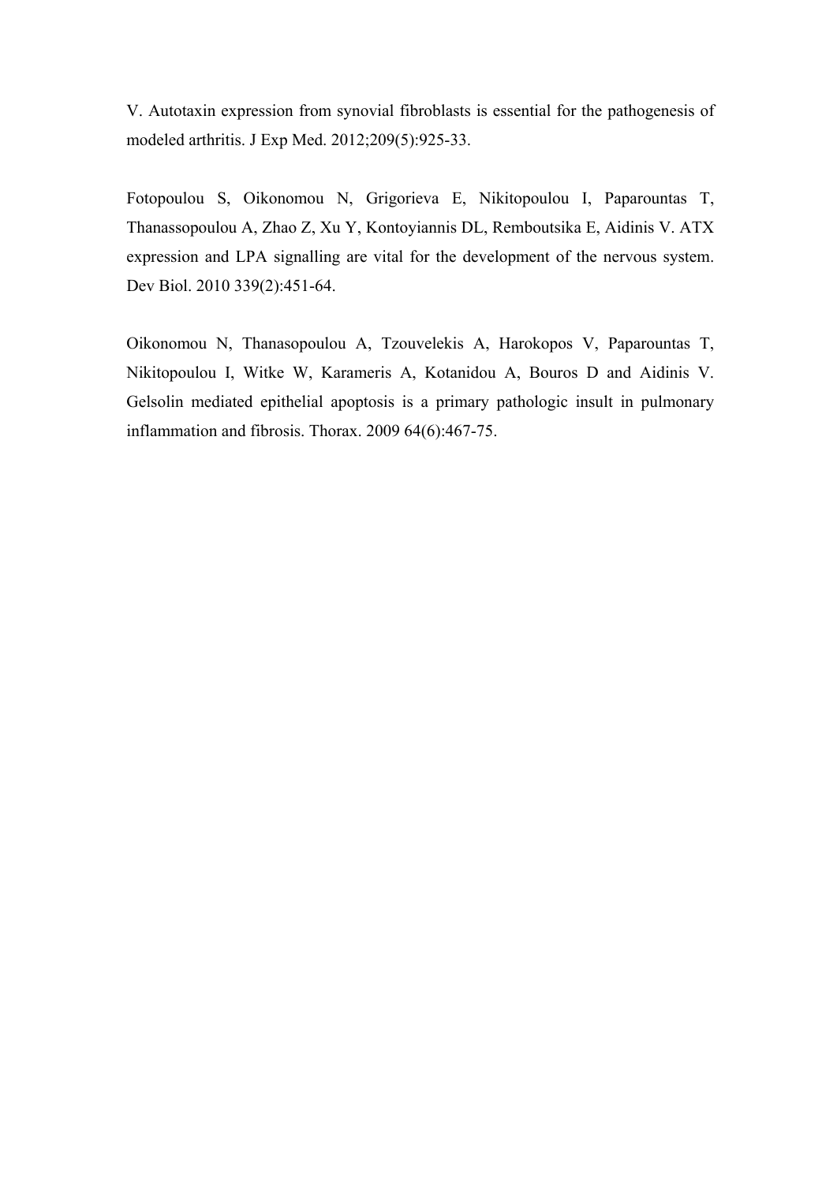V. Autotaxin expression from synovial fibroblasts is essential for the pathogenesis of modeled arthritis. J Exp Med. 2012;209(5):925-33.

Fotopoulou S, Oikonomou N, Grigorieva E, Nikitopoulou I, Paparountas T, Thanassopoulou A, Zhao Z, Xu Y, Kontoyiannis DL, Remboutsika E, Aidinis V. ATX expression and LPA signalling are vital for the development of the nervous system. Dev Biol. 2010 339(2):451-64.

Oikonomou N, Thanasopoulou A, Tzouvelekis A, Harokopos V, Paparountas T, Nikitopoulou I, Witke W, Karameris A, Kotanidou A, Bouros D and Aidinis V. Gelsolin mediated epithelial apoptosis is a primary pathologic insult in pulmonary inflammation and fibrosis. Thorax. 2009 64(6):467-75.